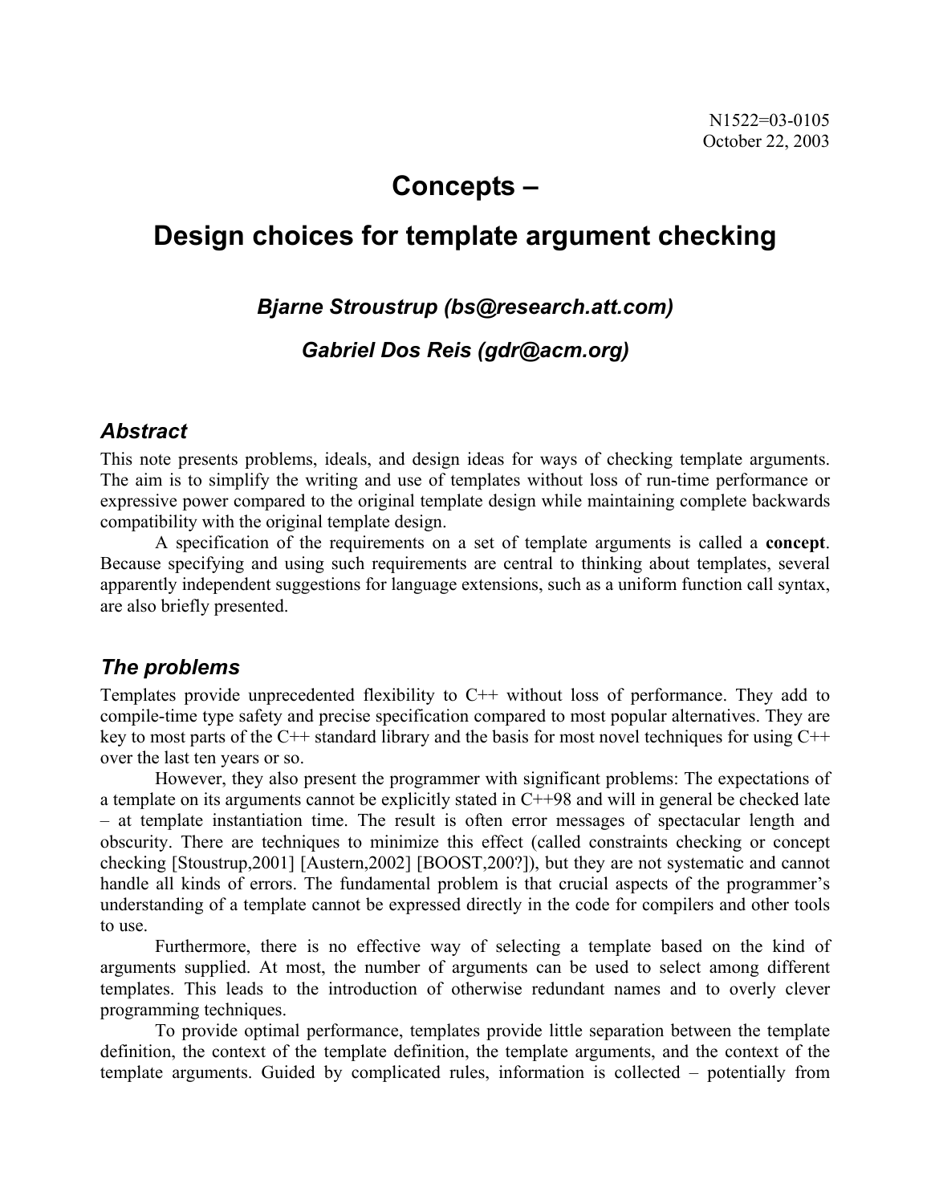N1522=03-0105
October 22, 2003

# Concepts –

# Design choices for template argument checking

***Bjarne Stroustrup (bs@research.att.com)***

***Gabriel Dos Reis (gdr@acm.org)***

## *Abstract*

This note presents problems, ideals, and design ideas for ways of checking template arguments. The aim is to simplify the writing and use of templates without loss of run-time performance or expressive power compared to the original template design while maintaining complete backwards compatibility with the original template design.

A specification of the requirements on a set of template arguments is called a **concept**. Because specifying and using such requirements are central to thinking about templates, several apparently independent suggestions for language extensions, such as a uniform function call syntax, are also briefly presented.

## *The problems*

Templates provide unprecedented flexibility to C++ without loss of performance. They add to compile-time type safety and precise specification compared to most popular alternatives. They are key to most parts of the C++ standard library and the basis for most novel techniques for using C++ over the last ten years or so.

However, they also present the programmer with significant problems: The expectations of a template on its arguments cannot be explicitly stated in C++98 and will in general be checked late – at template instantiation time. The result is often error messages of spectacular length and obscurity. There are techniques to minimize this effect (called constraints checking or concept checking [Stroustrup,2001] [Austern,2002] [BOOST,200?]), but they are not systematic and cannot handle all kinds of errors. The fundamental problem is that crucial aspects of the programmer's understanding of a template cannot be expressed directly in the code for compilers and other tools to use.

Furthermore, there is no effective way of selecting a template based on the kind of arguments supplied. At most, the number of arguments can be used to select among different templates. This leads to the introduction of otherwise redundant names and to overly clever programming techniques.

To provide optimal performance, templates provide little separation between the template definition, the context of the template definition, the template arguments, and the context of the template arguments. Guided by complicated rules, information is collected – potentially from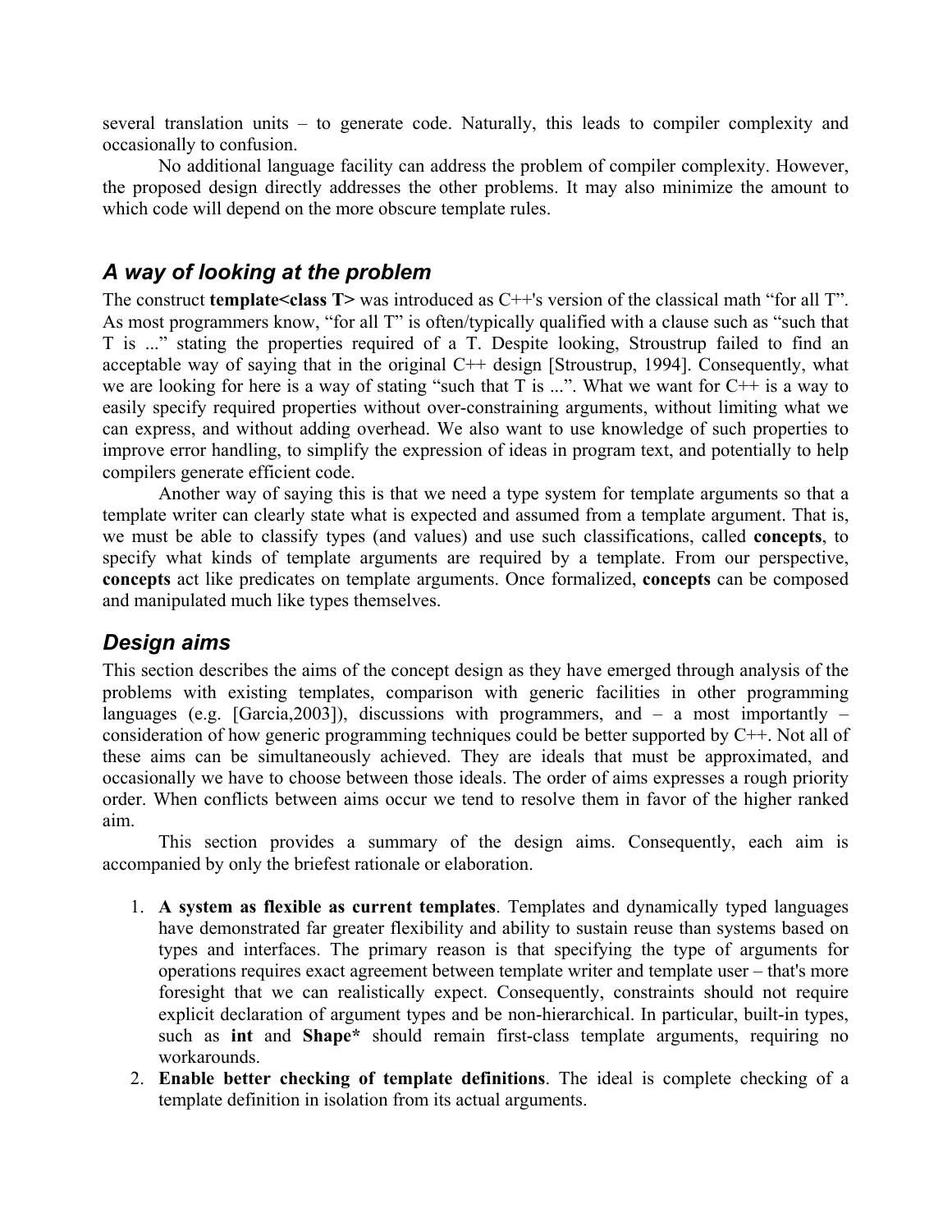several translation units – to generate code. Naturally, this leads to compiler complexity and occasionally to confusion.

No additional language facility can address the problem of compiler complexity. However, the proposed design directly addresses the other problems. It may also minimize the amount to which code will depend on the more obscure template rules.

## *A way of looking at the problem*

The construct **template<class T>** was introduced as C++'s version of the classical math "for all T". As most programmers know, "for all T" is often/typically qualified with a clause such as "such that T is ..." stating the properties required of a T. Despite looking, Stroustrup failed to find an acceptable way of saying that in the original C++ design [Stroustrup, 1994]. Consequently, what we are looking for here is a way of stating "such that T is ...". What we want for C++ is a way to easily specify required properties without over-constraining arguments, without limiting what we can express, and without adding overhead. We also want to use knowledge of such properties to improve error handling, to simplify the expression of ideas in program text, and potentially to help compilers generate efficient code.

Another way of saying this is that we need a type system for template arguments so that a template writer can clearly state what is expected and assumed from a template argument. That is, we must be able to classify types (and values) and use such classifications, called **concepts**, to specify what kinds of template arguments are required by a template. From our perspective, **concepts** act like predicates on template arguments. Once formalized, **concepts** can be composed and manipulated much like types themselves.

## *Design aims*

This section describes the aims of the concept design as they have emerged through analysis of the problems with existing templates, comparison with generic facilities in other programming languages (e.g. [Garcia,2003]), discussions with programmers, and – a most importantly – consideration of how generic programming techniques could be better supported by C++. Not all of these aims can be simultaneously achieved. They are ideals that must be approximated, and occasionally we have to choose between those ideals. The order of aims expresses a rough priority order. When conflicts between aims occur we tend to resolve them in favor of the higher ranked aim.

This section provides a summary of the design aims. Consequently, each aim is accompanied by only the briefest rationale or elaboration.

1. **A system as flexible as current templates**. Templates and dynamically typed languages have demonstrated far greater flexibility and ability to sustain reuse than systems based on types and interfaces. The primary reason is that specifying the type of arguments for operations requires exact agreement between template writer and template user – that's more foresight that we can realistically expect. Consequently, constraints should not require explicit declaration of argument types and be non-hierarchical. In particular, built-in types, such as **int** and **Shape*** should remain first-class template arguments, requiring no workarounds.
2. **Enable better checking of template definitions**. The ideal is complete checking of a template definition in isolation from its actual arguments.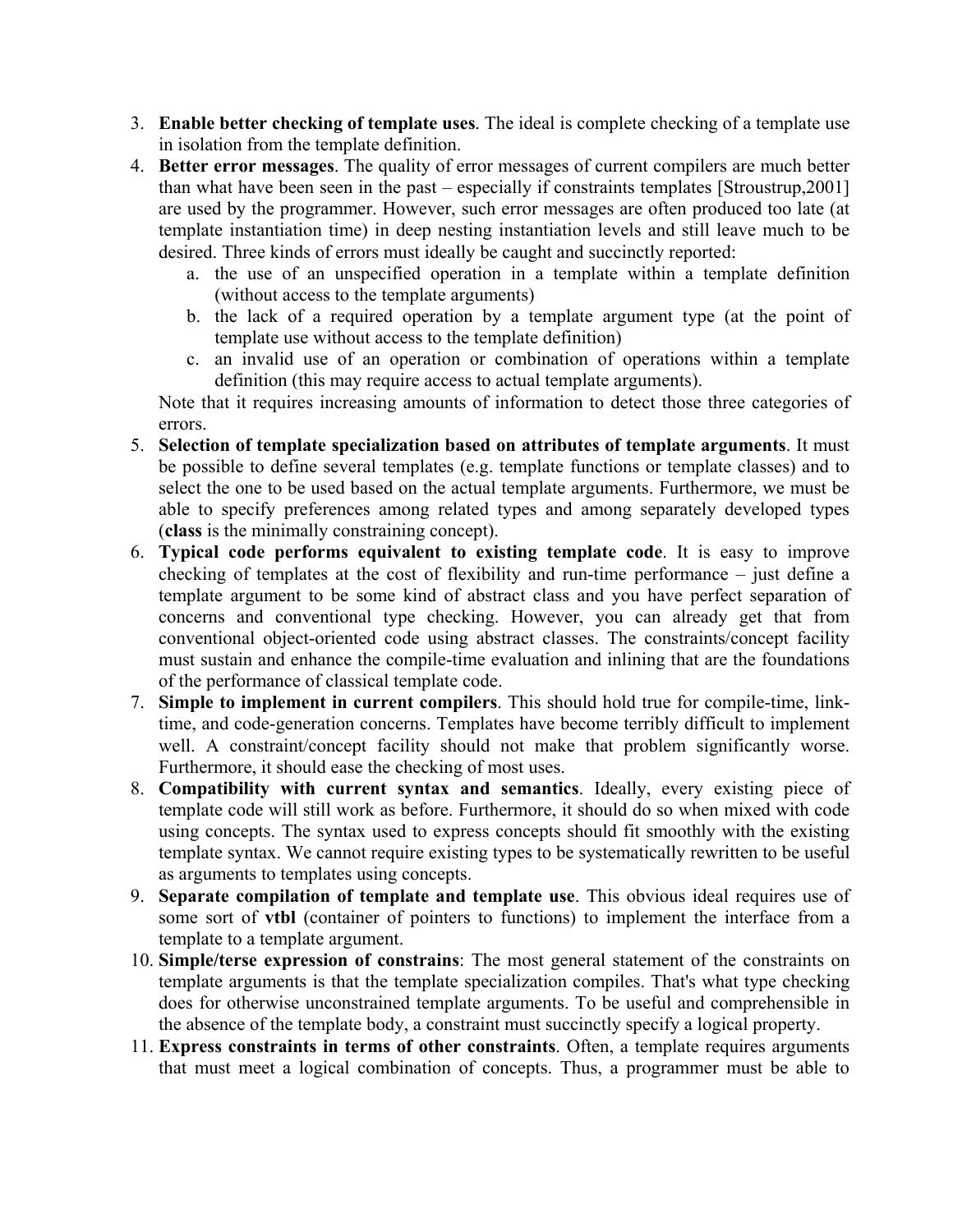3. **Enable better checking of template uses**. The ideal is complete checking of a template use in isolation from the template definition.
4. **Better error messages**. The quality of error messages of current compilers are much better than what have been seen in the past – especially if constraints templates [Stroustrup,2001] are used by the programmer. However, such error messages are often produced too late (at template instantiation time) in deep nesting instantiation levels and still leave much to be desired. Three kinds of errors must ideally be caught and succinctly reported:
    a. the use of an unspecified operation in a template within a template definition (without access to the template arguments)
    b. the lack of a required operation by a template argument type (at the point of template use without access to the template definition)
    c. an invalid use of an operation or combination of operations within a template definition (this may require access to actual template arguments).

   Note that it requires increasing amounts of information to detect those three categories of errors.
5. **Selection of template specialization based on attributes of template arguments**. It must be possible to define several templates (e.g. template functions or template classes) and to select the one to be used based on the actual template arguments. Furthermore, we must be able to specify preferences among related types and among separately developed types (**class** is the minimally constraining concept).
6. **Typical code performs equivalent to existing template code**. It is easy to improve checking of templates at the cost of flexibility and run-time performance – just define a template argument to be some kind of abstract class and you have perfect separation of concerns and conventional type checking. However, you can already get that from conventional object-oriented code using abstract classes. The constraints/concept facility must sustain and enhance the compile-time evaluation and inlining that are the foundations of the performance of classical template code.
7. **Simple to implement in current compilers**. This should hold true for compile-time, link-time, and code-generation concerns. Templates have become terribly difficult to implement well. A constraint/concept facility should not make that problem significantly worse. Furthermore, it should ease the checking of most uses.
8. **Compatibility with current syntax and semantics**. Ideally, every existing piece of template code will still work as before. Furthermore, it should do so when mixed with code using concepts. The syntax used to express concepts should fit smoothly with the existing template syntax. We cannot require existing types to be systematically rewritten to be useful as arguments to templates using concepts.
9. **Separate compilation of template and template use**. This obvious ideal requires use of some sort of **vtbl** (container of pointers to functions) to implement the interface from a template to a template argument.
10. **Simple/terse expression of constrains**: The most general statement of the constraints on template arguments is that the template specialization compiles. That's what type checking does for otherwise unconstrained template arguments. To be useful and comprehensible in the absence of the template body, a constraint must succinctly specify a logical property.
11. **Express constraints in terms of other constraints**. Often, a template requires arguments that must meet a logical combination of concepts. Thus, a programmer must be able to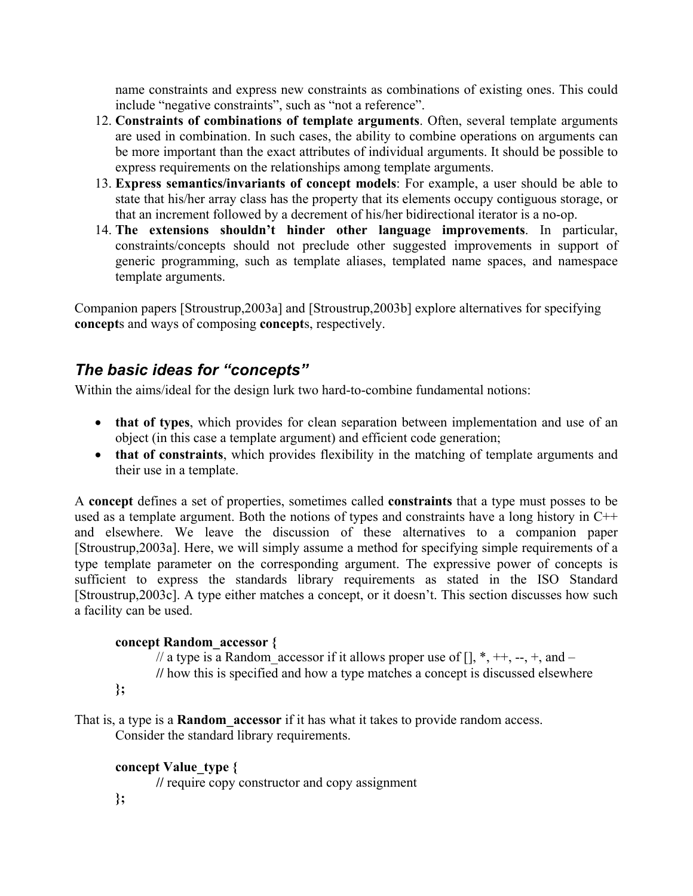name constraints and express new constraints as combinations of existing ones. This could include "negative constraints", such as "not a reference".

12. **Constraints of combinations of template arguments**. Often, several template arguments are used in combination. In such cases, the ability to combine operations on arguments can be more important than the exact attributes of individual arguments. It should be possible to express requirements on the relationships among template arguments.
13. **Express semantics/invariants of concept models**: For example, a user should be able to state that his/her array class has the property that its elements occupy contiguous storage, or that an increment followed by a decrement of his/her bidirectional iterator is a no-op.
14. **The extensions shouldn't hinder other language improvements**. In particular, constraints/concepts should not preclude other suggested improvements in support of generic programming, such as template aliases, templated name spaces, and namespace template arguments.

Companion papers [Stroustrup,2003a] and [Stroustrup,2003b] explore alternatives for specifying **concept**s and ways of composing **concept**s, respectively.

## *The basic ideas for "concepts"*

Within the aims/ideal for the design lurk two hard-to-combine fundamental notions:

- **that of types**, which provides for clean separation between implementation and use of an object (in this case a template argument) and efficient code generation;
- **that of constraints**, which provides flexibility in the matching of template arguments and their use in a template.

A **concept** defines a set of properties, sometimes called **constraints** that a type must posses to be used as a template argument. Both the notions of types and constraints have a long history in C++ and elsewhere. We leave the discussion of these alternatives to a companion paper [Stroustrup,2003a]. Here, we will simply assume a method for specifying simple requirements of a type template parameter on the corresponding argument. The expressive power of concepts is sufficient to express the standards library requirements as stated in the ISO Standard [Stroustrup,2003c]. A type either matches a concept, or it doesn't. This section discusses how such a facility can be used.

```
concept Random_accessor {
        // a type is a Random_accessor if it allows proper use of [], *, ++, --, +, and –
        // how this is specified and how a type matches a concept is discussed elsewhere
};
```

That is, a type is a **Random_accessor** if it has what it takes to provide random access.
Consider the standard library requirements.

```
concept Value_type {
        // require copy constructor and copy assignment
};
```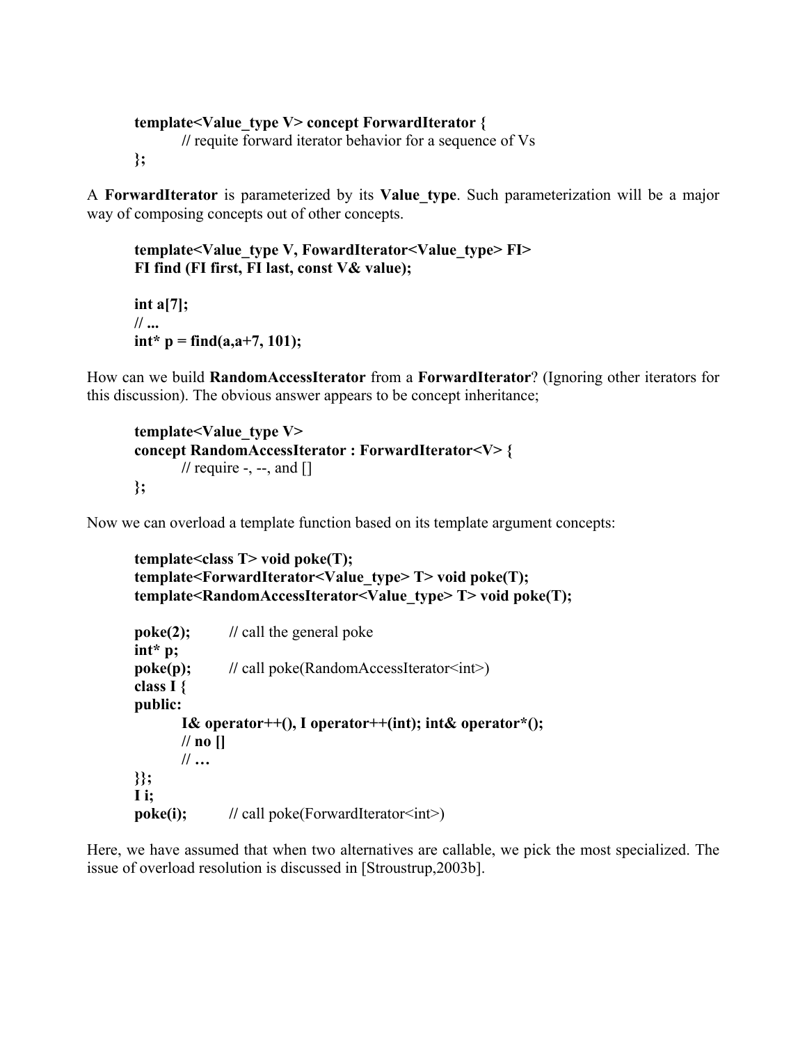```
template<Value_type V> concept ForwardIterator {
        // requite forward iterator behavior for a sequence of Vs
};
```

A **ForwardIterator** is parameterized by its **Value_type**. Such parameterization will be a major way of composing concepts out of other concepts.

```
template<Value_type V, FowardIterator<Value_type> FI>
FI find (FI first, FI last, const V& value);

int a[7];
// ...
int* p = find(a,a+7, 101);
```

How can we build **RandomAccessIterator** from a **ForwardIterator**? (Ignoring other iterators for this discussion). The obvious answer appears to be concept inheritance;

```
template<Value_type V>
concept RandomAccessIterator : ForwardIterator<V> {
        // require -, --, and []
};
```

Now we can overload a template function based on its template argument concepts:

```
template<class T> void poke(T);
template<ForwardIterator<Value_type> T> void poke(T);
template<RandomAccessIterator<Value_type> T> void poke(T);

poke(2);        // call the general poke
int* p;
poke(p);        // call poke(RandomAccessIterator<int>)
class I {
public:
        I& operator++(), I operator++(int); int& operator*();
        // no []
        // …
}};
I i;
poke(i);        // call poke(ForwardIterator<int>)
```

Here, we have assumed that when two alternatives are callable, we pick the most specialized. The issue of overload resolution is discussed in [Stroustrup,2003b].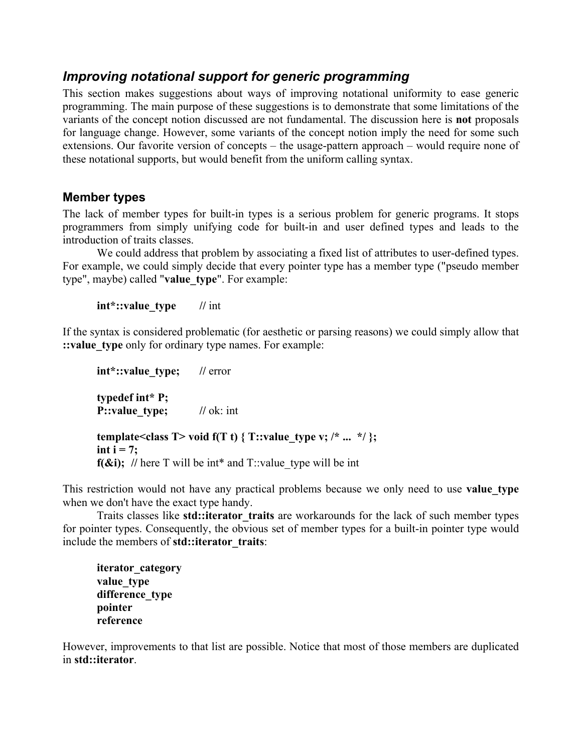## *Improving notational support for generic programming*

This section makes suggestions about ways of improving notational uniformity to ease generic programming. The main purpose of these suggestions is to demonstrate that some limitations of the variants of the concept notion discussed are not fundamental. The discussion here is **not** proposals for language change. However, some variants of the concept notion imply the need for some such extensions. Our favorite version of concepts – the usage-pattern approach – would require none of these notational supports, but would benefit from the uniform calling syntax.

### Member types

The lack of member types for built-in types is a serious problem for generic programs. It stops programmers from simply unifying code for built-in and user defined types and leads to the introduction of traits classes.

We could address that problem by associating a fixed list of attributes to user-defined types. For example, we could simply decide that every pointer type has a member type ("pseudo member type", maybe) called "**value_type**". For example:

```
int*::value_type        // int
```

If the syntax is considered problematic (for aesthetic or parsing reasons) we could simply allow that **::value_type** only for ordinary type names. For example:

```
int*::value_type;       // error

typedef int* P;
P::value_type;          // ok: int

template<class T> void f(T t) { T::value_type v; /* ... */ };
int i = 7;
f(&i);  // here T will be int* and T::value_type will be int
```

This restriction would not have any practical problems because we only need to use **value_type** when we don't have the exact type handy.

Traits classes like **std::iterator_traits** are workarounds for the lack of such member types for pointer types. Consequently, the obvious set of member types for a built-in pointer type would include the members of **std::iterator_traits**:

```
iterator_category
value_type
difference_type
pointer
reference
```

However, improvements to that list are possible. Notice that most of those members are duplicated in **std::iterator**.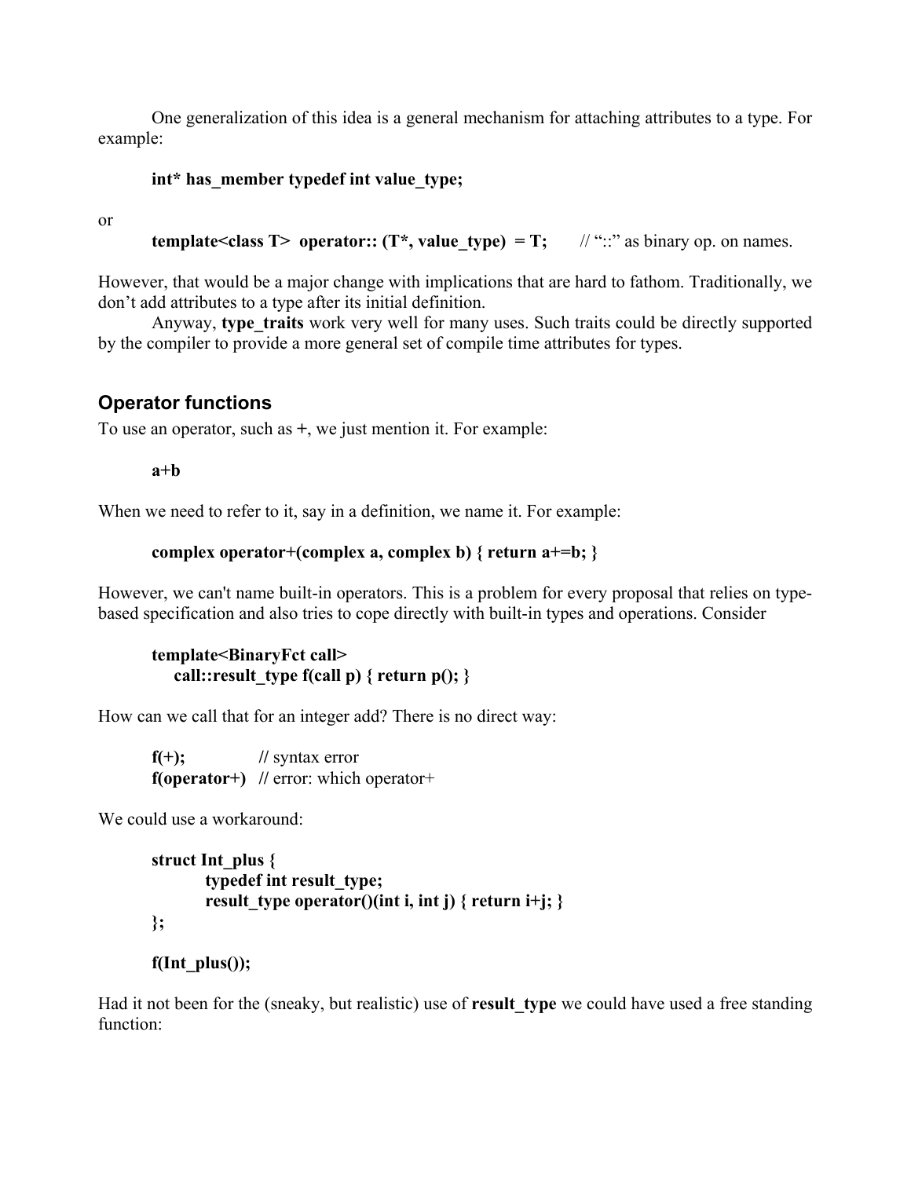One generalization of this idea is a general mechanism for attaching attributes to a type. For example:

```
int* has_member typedef int value_type;
```

or

```
template<class T>  operator:: (T*, value_type)  = T;       // "::" as binary op. on names.
```

However, that would be a major change with implications that are hard to fathom. Traditionally, we don't add attributes to a type after its initial definition.

Anyway, **type_traits** work very well for many uses. Such traits could be directly supported by the compiler to provide a more general set of compile time attributes for types.

## Operator functions

To use an operator, such as **+**, we just mention it. For example:

```
a+b
```

When we need to refer to it, say in a definition, we name it. For example:

```
complex operator+(complex a, complex b) { return a+=b; }
```

However, we can't name built-in operators. This is a problem for every proposal that relies on type-based specification and also tries to cope directly with built-in types and operations. Consider

```
template<BinaryFct call>
   call::result_type f(call p) { return p(); }
```

How can we call that for an integer add? There is no direct way:

```
f(+);            // syntax error
f(operator+)  // error: which operator+
```

We could use a workaround:

```
struct Int_plus {
        typedef int result_type;
        result_type operator()(int i, int j) { return i+j; }
};

f(Int_plus());
```

Had it not been for the (sneaky, but realistic) use of **result_type** we could have used a free standing function: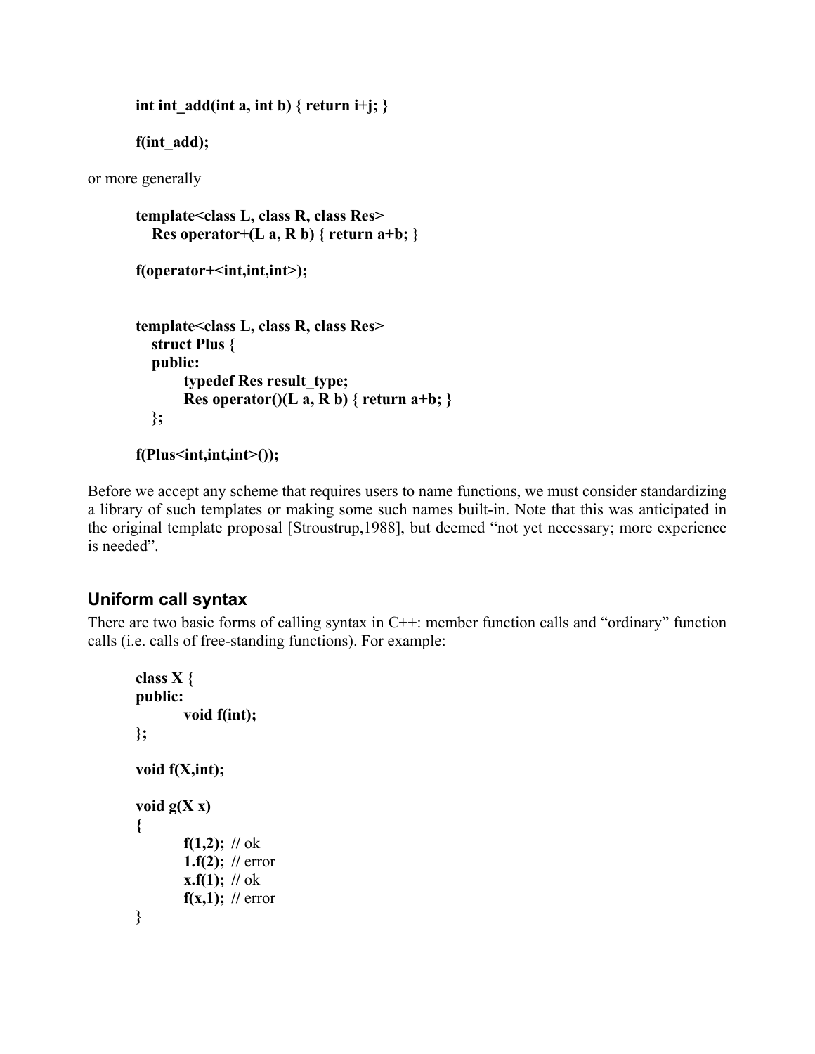```
int int_add(int a, int b) { return i+j; }

f(int_add);
```

or more generally

```
template<class L, class R, class Res>
   Res operator+(L a, R b) { return a+b; }

f(operator+<int,int,int>);


template<class L, class R, class Res>
   struct Plus {
   public:
         typedef Res result_type;
         Res operator()(L a, R b) { return a+b; }
   };

f(Plus<int,int,int>());
```

Before we accept any scheme that requires users to name functions, we must consider standardizing a library of such templates or making some such names built-in. Note that this was anticipated in the original template proposal [Stroustrup,1988], but deemed "not yet necessary; more experience is needed".

## Uniform call syntax

There are two basic forms of calling syntax in C++: member function calls and "ordinary" function calls (i.e. calls of free-standing functions). For example:

```
class X {
public:
        void f(int);
};

void f(X,int);

void g(X x)
{
        f(1,2);  // ok
        1.f(2);  // error
        x.f(1);  // ok
        f(x,1);  // error
}
```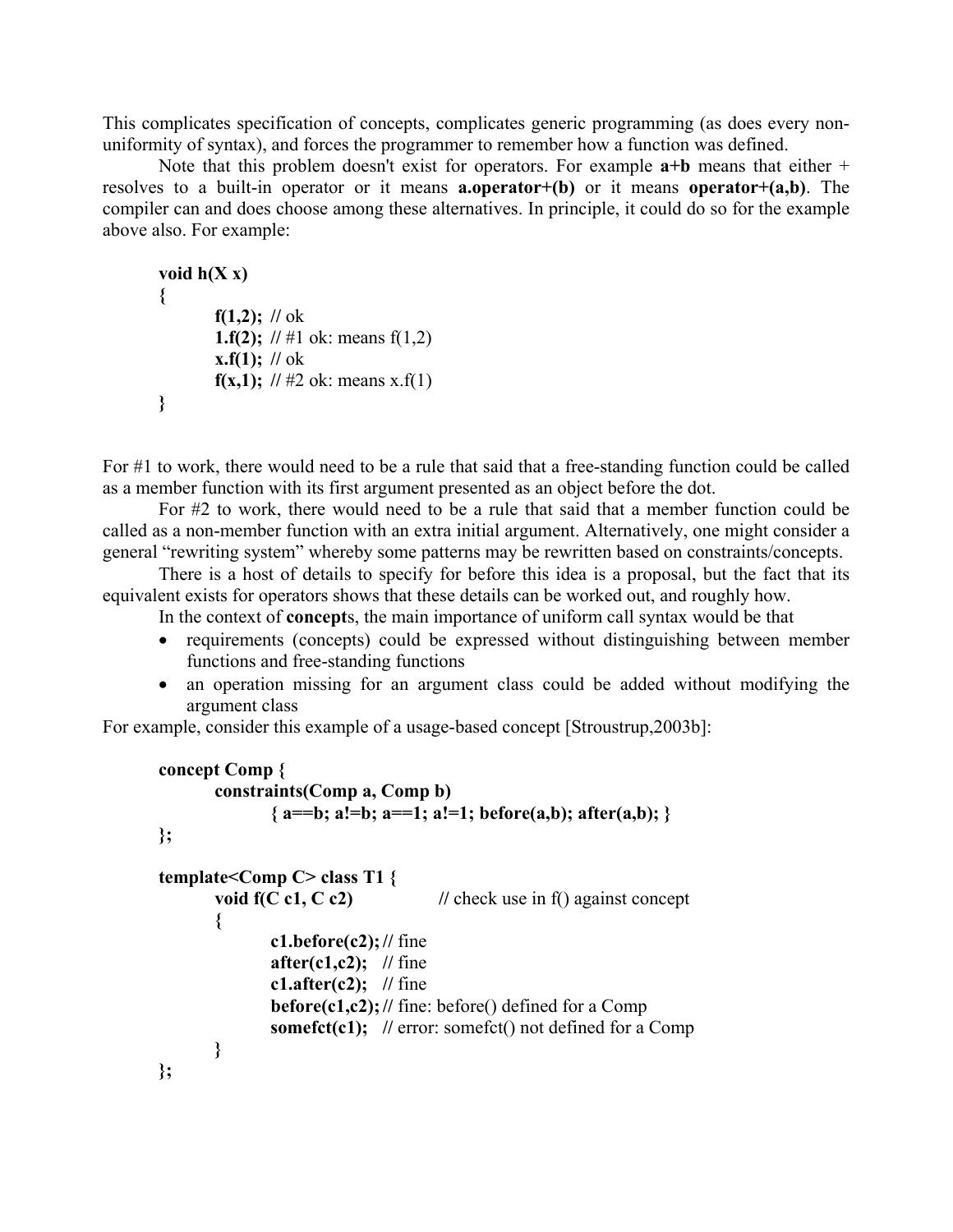This complicates specification of concepts, complicates generic programming (as does every non-uniformity of syntax), and forces the programmer to remember how a function was defined.

Note that this problem doesn't exist for operators. For example **a+b** means that either + resolves to a built-in operator or it means **a.operator+(b)** or it means **operator+(a,b)**. The compiler can and does choose among these alternatives. In principle, it could do so for the example above also. For example:

```
void h(X x)
{
        f(1,2);  // ok
        1.f(2);  // #1 ok: means f(1,2)
        x.f(1);  // ok
        f(x,1);  // #2 ok: means x.f(1)
}
```

For #1 to work, there would need to be a rule that said that a free-standing function could be called as a member function with its first argument presented as an object before the dot.

For #2 to work, there would need to be a rule that said that a member function could be called as a non-member function with an extra initial argument. Alternatively, one might consider a general "rewriting system" whereby some patterns may be rewritten based on constraints/concepts.

There is a host of details to specify for before this idea is a proposal, but the fact that its equivalent exists for operators shows that these details can be worked out, and roughly how.

In the context of **concept**s, the main importance of uniform call syntax would be that

- requirements (concepts) could be expressed without distinguishing between member functions and free-standing functions
- an operation missing for an argument class could be added without modifying the argument class

For example, consider this example of a usage-based concept [Stroustrup,2003b]:

```
concept Comp {
        constraints(Comp a, Comp b)
                { a==b; a!=b; a==1; a!=1; before(a,b); after(a,b); }
};

template<Comp C> class T1 {
        void f(C c1, C c2)              // check use in f() against concept
        {
                c1.before(c2); // fine
                after(c1,c2);  // fine
                c1.after(c2);  // fine
                before(c1,c2); // fine: before() defined for a Comp
                somefct(c1);   // error: somefct() not defined for a Comp
        }
};
```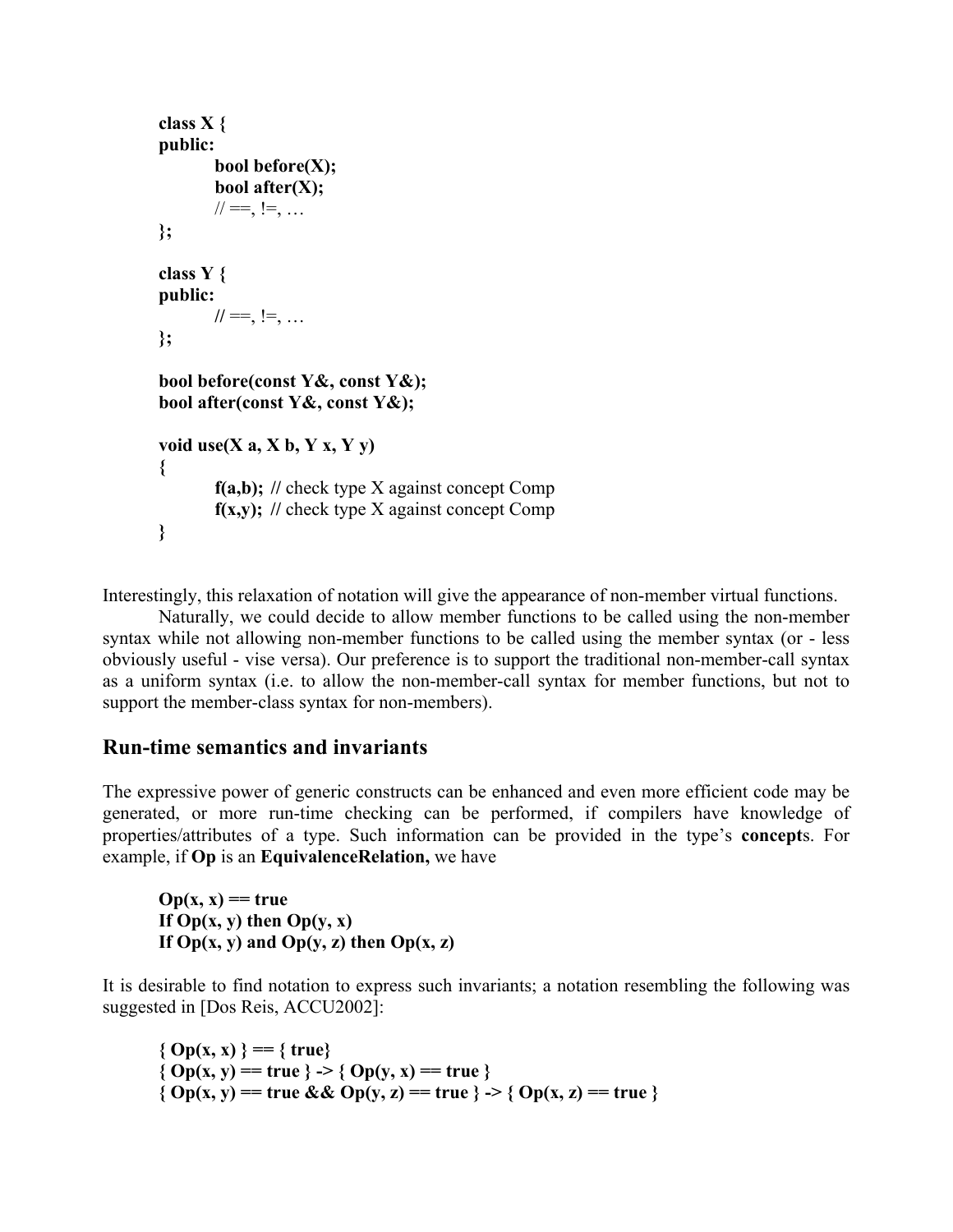```
class X {
public:
        bool before(X);
        bool after(X);
        // ==, !=, …
};

class Y {
public:
        // ==, !=, …
};

bool before(const Y&, const Y&);
bool after(const Y&, const Y&);

void use(X a, X b, Y x, Y y)
{
        f(a,b);  // check type X against concept Comp
        f(x,y);  // check type X against concept Comp
}
```

Interestingly, this relaxation of notation will give the appearance of non-member virtual functions.

Naturally, we could decide to allow member functions to be called using the non-member syntax while not allowing non-member functions to be called using the member syntax (or - less obviously useful - vise versa). Our preference is to support the traditional non-member-call syntax as a uniform syntax (i.e. to allow the non-member-call syntax for member functions, but not to support the member-class syntax for non-members).

## Run-time semantics and invariants

The expressive power of generic constructs can be enhanced and even more efficient code may be generated, or more run-time checking can be performed, if compilers have knowledge of properties/attributes of a type. Such information can be provided in the type's **concept**s. For example, if **Op** is an **EquivalenceRelation,** we have

```
Op(x, x) == true
If Op(x, y) then Op(y, x)
If Op(x, y) and Op(y, z) then Op(x, z)
```

It is desirable to find notation to express such invariants; a notation resembling the following was suggested in [Dos Reis, ACCU2002]:

```
{ Op(x, x) } == { true}
{ Op(x, y) == true } -> { Op(y, x) == true }
{ Op(x, y) == true && Op(y, z) == true } -> { Op(x, z) == true }
```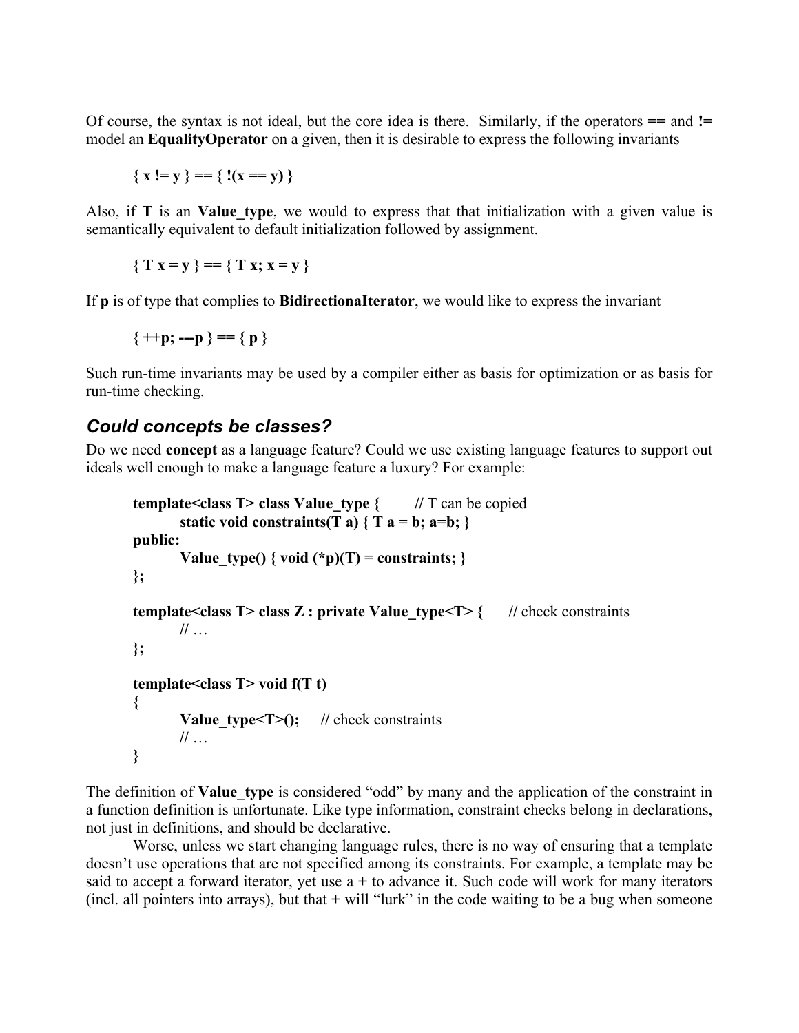Of course, the syntax is not ideal, but the core idea is there. Similarly, if the operators **==** and **!=** model an **EqualityOperator** on a given, then it is desirable to express the following invariants

```
{ x != y } == { !(x == y) }
```

Also, if **T** is an **Value_type**, we would to express that that initialization with a given value is semantically equivalent to default initialization followed by assignment.

```
{ T x = y } == { T x; x = y }
```

If **p** is of type that complies to **BidirectionaIterator**, we would like to express the invariant

```
{ ++p; ---p } == { p }
```

Such run-time invariants may be used by a compiler either as basis for optimization or as basis for run-time checking.

## *Could concepts be classes?*

Do we need **concept** as a language feature? Could we use existing language features to support out ideals well enough to make a language feature a luxury? For example:

```
template<class T> class Value_type {        // T can be copied
        static void constraints(T a) { T a = b; a=b; }
public:
        Value_type() { void (*p)(T) = constraints; }
};

template<class T> class Z : private Value_type<T> {      // check constraints
        // …
};

template<class T> void f(T t)
{
        Value_type<T>();      // check constraints
        // …
}
```

The definition of **Value_type** is considered "odd" by many and the application of the constraint in a function definition is unfortunate. Like type information, constraint checks belong in declarations, not just in definitions, and should be declarative.

Worse, unless we start changing language rules, there is no way of ensuring that a template doesn't use operations that are not specified among its constraints. For example, a template may be said to accept a forward iterator, yet use a **+** to advance it. Such code will work for many iterators (incl. all pointers into arrays), but that **+** will "lurk" in the code waiting to be a bug when someone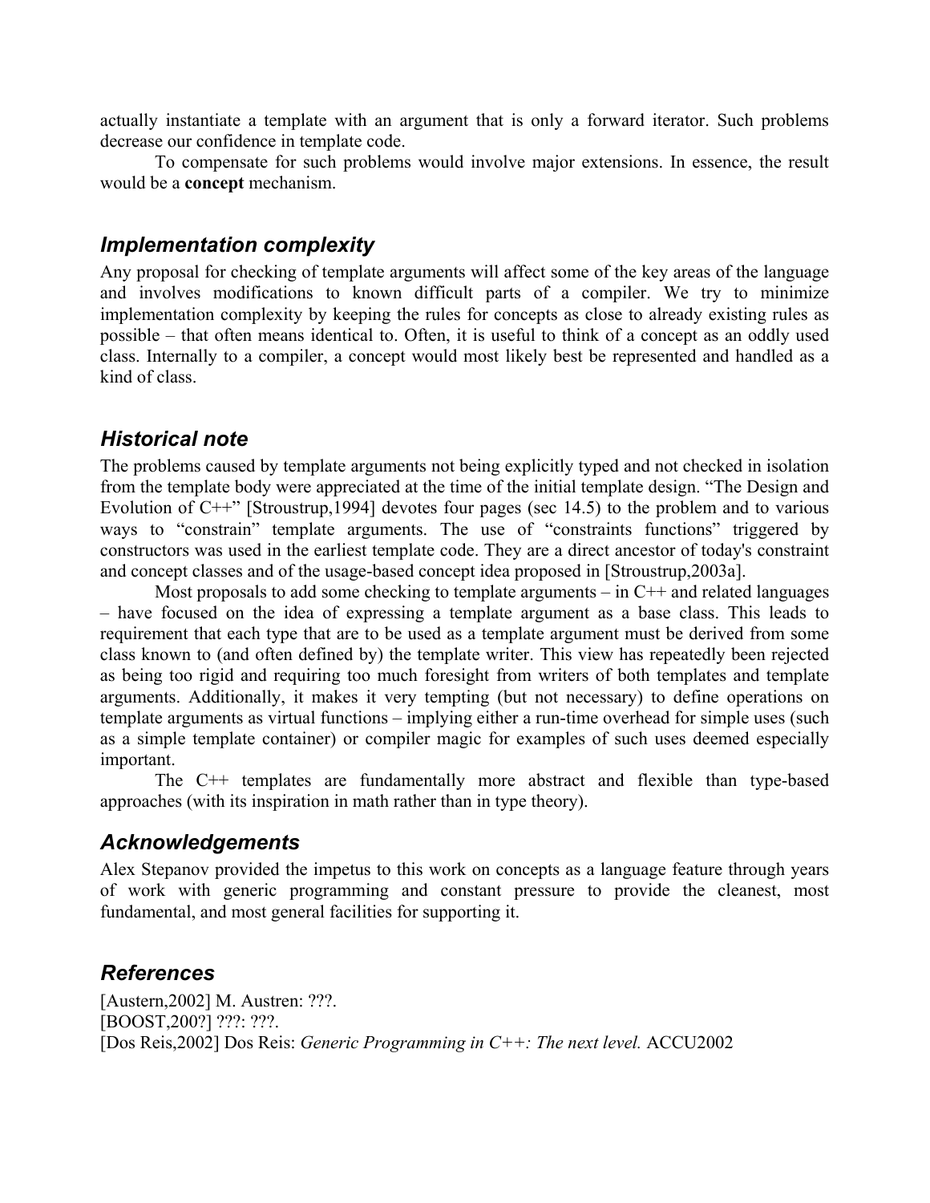actually instantiate a template with an argument that is only a forward iterator. Such problems decrease our confidence in template code.

To compensate for such problems would involve major extensions. In essence, the result would be a **concept** mechanism.

## *Implementation complexity*

Any proposal for checking of template arguments will affect some of the key areas of the language and involves modifications to known difficult parts of a compiler. We try to minimize implementation complexity by keeping the rules for concepts as close to already existing rules as possible – that often means identical to. Often, it is useful to think of a concept as an oddly used class. Internally to a compiler, a concept would most likely best be represented and handled as a kind of class.

## *Historical note*

The problems caused by template arguments not being explicitly typed and not checked in isolation from the template body were appreciated at the time of the initial template design. "The Design and Evolution of C++" [Stroustrup,1994] devotes four pages (sec 14.5) to the problem and to various ways to "constrain" template arguments. The use of "constraints functions" triggered by constructors was used in the earliest template code. They are a direct ancestor of today's constraint and concept classes and of the usage-based concept idea proposed in [Stroustrup,2003a].

Most proposals to add some checking to template arguments – in C++ and related languages – have focused on the idea of expressing a template argument as a base class. This leads to requirement that each type that are to be used as a template argument must be derived from some class known to (and often defined by) the template writer. This view has repeatedly been rejected as being too rigid and requiring too much foresight from writers of both templates and template arguments. Additionally, it makes it very tempting (but not necessary) to define operations on template arguments as virtual functions – implying either a run-time overhead for simple uses (such as a simple template container) or compiler magic for examples of such uses deemed especially important.

The C++ templates are fundamentally more abstract and flexible than type-based approaches (with its inspiration in math rather than in type theory).

## *Acknowledgements*

Alex Stepanov provided the impetus to this work on concepts as a language feature through years of work with generic programming and constant pressure to provide the cleanest, most fundamental, and most general facilities for supporting it.

## *References*

[Austern,2002] M. Austren: ???.
[BOOST,200?] ???: ???.
[Dos Reis,2002] Dos Reis: *Generic Programming in C++: The next level.* ACCU2002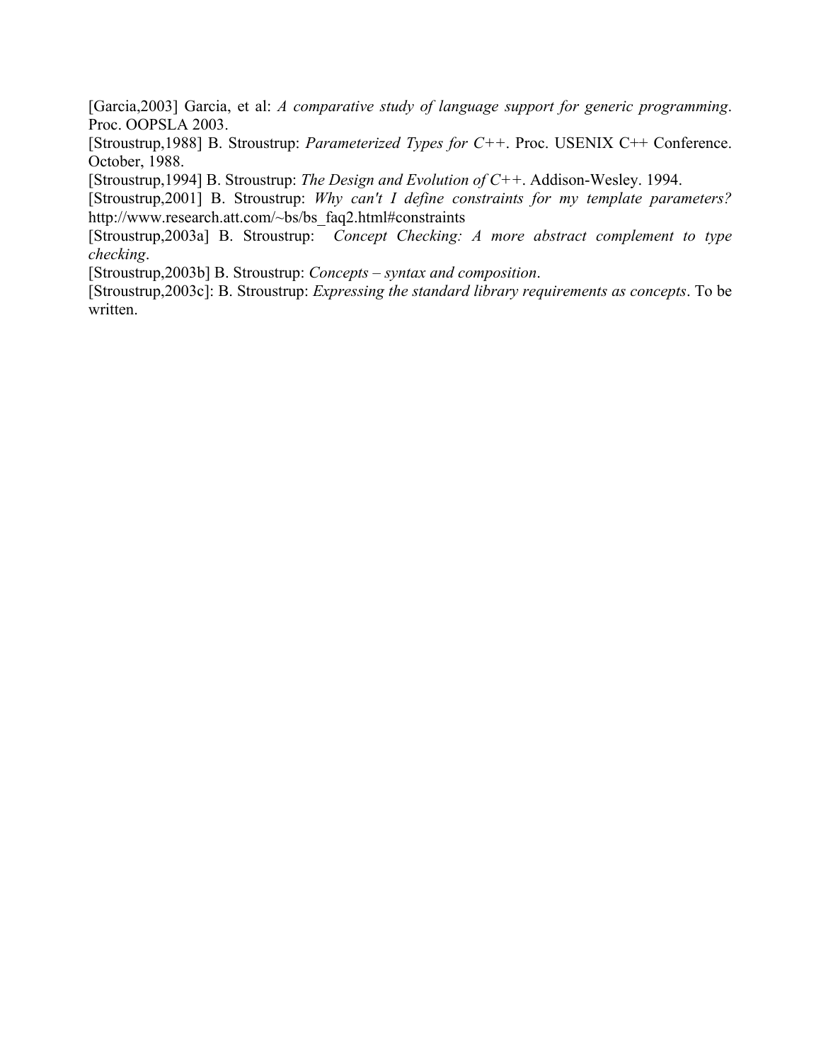[Garcia,2003] Garcia, et al: *A comparative study of language support for generic programming*. Proc. OOPSLA 2003.

[Stroustrup,1988] B. Stroustrup: *Parameterized Types for C++*. Proc. USENIX C++ Conference. October, 1988.

[Stroustrup,1994] B. Stroustrup: *The Design and Evolution of C++*. Addison-Wesley. 1994.

[Stroustrup,2001] B. Stroustrup: *Why can't I define constraints for my template parameters?* http://www.research.att.com/~bs/bs_faq2.html#constraints

[Stroustrup,2003a] B. Stroustrup: *Concept Checking: A more abstract complement to type checking*.

[Stroustrup,2003b] B. Stroustrup: *Concepts – syntax and composition*.

[Stroustrup,2003c]: B. Stroustrup: *Expressing the standard library requirements as concepts*. To be written.